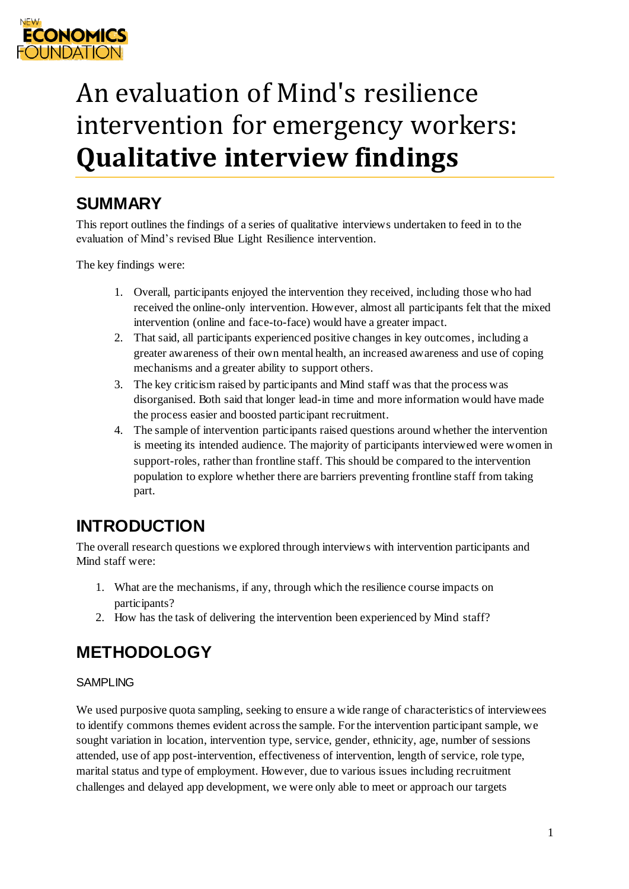NEW ECONOMICS FOUNDATION

# An evaluation of Mind's resilience intervention for emergency workers: **Qualitative interview findings**

## SUMMARY

This report outlines the findings of a series of qualitative interviews undertaken to feed in to the evaluation of Mind's revised Blue Light Resilience intervention.

The key findings were:

1. Overall, participants enjoyed the intervention they received, including those who had received the online-only intervention. However, almost all participants felt that the mixed intervention (online and face-to-face) would have a greater impact.
2. That said, all participants experienced positive changes in key outcomes, including a greater awareness of their own mental health, an increased awareness and use of coping mechanisms and a greater ability to support others.
3. The key criticism raised by participants and Mind staff was that the process was disorganised. Both said that longer lead-in time and more information would have made the process easier and boosted participant recruitment.
4. The sample of intervention participants raised questions around whether the intervention is meeting its intended audience. The majority of participants interviewed were women in support-roles, rather than frontline staff. This should be compared to the intervention population to explore whether there are barriers preventing frontline staff from taking part.

## INTRODUCTION

The overall research questions we explored through interviews with intervention participants and Mind staff were:

1. What are the mechanisms, if any, through which the resilience course impacts on participants?
2. How has the task of delivering the intervention been experienced by Mind staff?

## METHODOLOGY

### SAMPLING

We used purposive quota sampling, seeking to ensure a wide range of characteristics of interviewees to identify commons themes evident across the sample. For the intervention participant sample, we sought variation in location, intervention type, service, gender, ethnicity, age, number of sessions attended, use of app post-intervention, effectiveness of intervention, length of service, role type, marital status and type of employment. However, due to various issues including recruitment challenges and delayed app development, we were only able to meet or approach our targets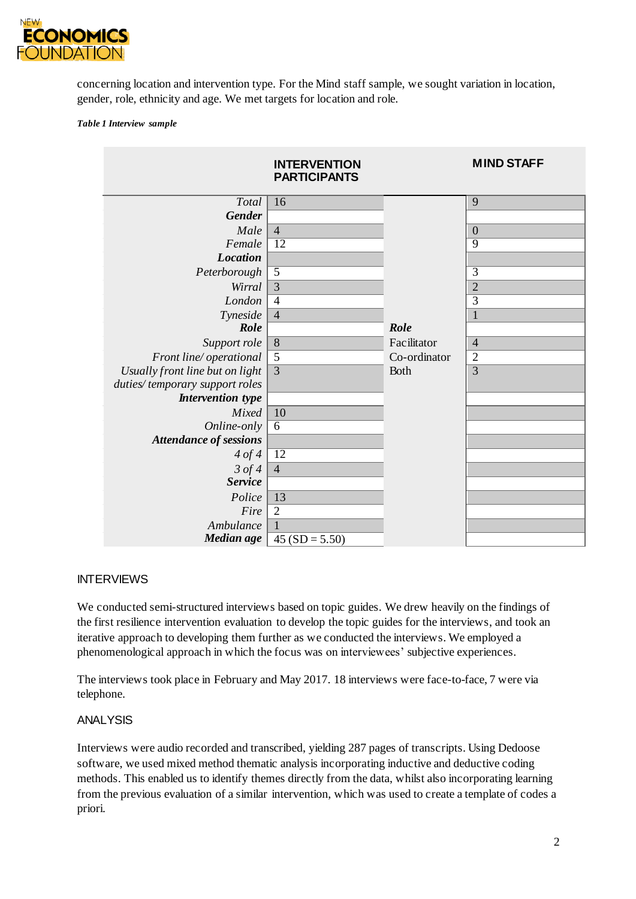concerning location and intervention type. For the Mind staff sample, we sought variation in location, gender, role, ethnicity and age. We met targets for location and role.

***Table 1 Interview sample***

| | INTERVENTION PARTICIPANTS | | MIND STAFF |
|---|---|---|---|
| *Total* | 16 | | 9 |
| ***Gender*** | | | |
| *Male* | 4 | | 0 |
| *Female* | 12 | | 9 |
| ***Location*** | | | |
| *Peterborough* | 5 | | 3 |
| *Wirral* | 3 | | 2 |
| *London* | 4 | | 3 |
| *Tyneside* | 4 | | 1 |
| ***Role*** | | ***Role*** | |
| *Support role* | 8 | Facilitator | 4 |
| *Front line/ operational* | 5 | Co-ordinator | 2 |
| *Usually front line but on light duties/ temporary support roles* | 3 | Both | 3 |
| ***Intervention type*** | | | |
| *Mixed* | 10 | | |
| *Online-only* | 6 | | |
| ***Attendance of sessions*** | | | |
| *4 of 4* | 12 | | |
| *3 of 4* | 4 | | |
| ***Service*** | | | |
| *Police* | 13 | | |
| *Fire* | 2 | | |
| *Ambulance* | 1 | | |
| ***Median age*** | 45 (SD = 5.50) | | |

## INTERVIEWS

We conducted semi-structured interviews based on topic guides. We drew heavily on the findings of the first resilience intervention evaluation to develop the topic guides for the interviews, and took an iterative approach to developing them further as we conducted the interviews. We employed a phenomenological approach in which the focus was on interviewees' subjective experiences.

The interviews took place in February and May 2017. 18 interviews were face-to-face, 7 were via telephone.

## ANALYSIS

Interviews were audio recorded and transcribed, yielding 287 pages of transcripts. Using Dedoose software, we used mixed method thematic analysis incorporating inductive and deductive coding methods. This enabled us to identify themes directly from the data, whilst also incorporating learning from the previous evaluation of a similar intervention, which was used to create a template of codes a priori.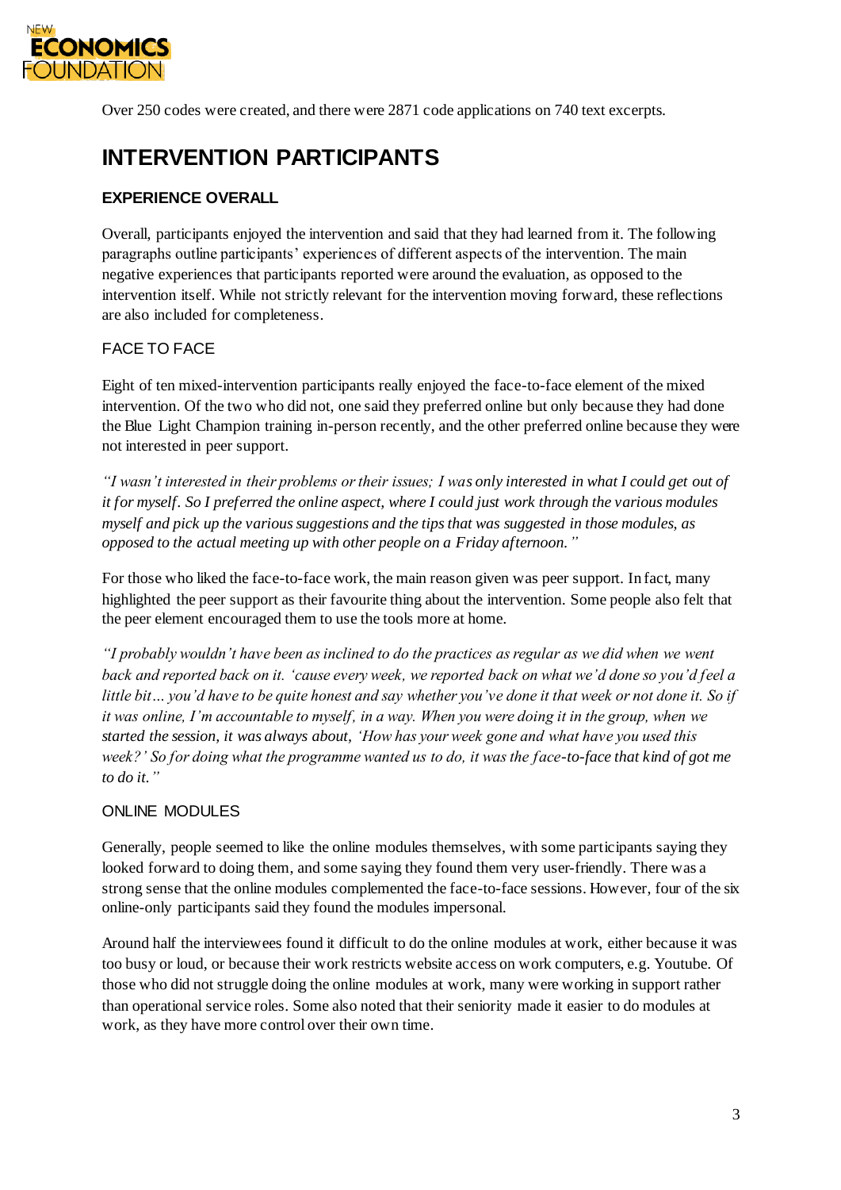Over 250 codes were created, and there were 2871 code applications on 740 text excerpts.

# INTERVENTION PARTICIPANTS

## EXPERIENCE OVERALL

Overall, participants enjoyed the intervention and said that they had learned from it. The following paragraphs outline participants' experiences of different aspects of the intervention. The main negative experiences that participants reported were around the evaluation, as opposed to the intervention itself. While not strictly relevant for the intervention moving forward, these reflections are also included for completeness.

### FACE TO FACE

Eight of ten mixed-intervention participants really enjoyed the face-to-face element of the mixed intervention. Of the two who did not, one said they preferred online but only because they had done the Blue Light Champion training in-person recently, and the other preferred online because they were not interested in peer support.

*"I wasn't interested in their problems or their issues; I was only interested in what I could get out of it for myself. So I preferred the online aspect, where I could just work through the various modules myself and pick up the various suggestions and the tips that was suggested in those modules, as opposed to the actual meeting up with other people on a Friday afternoon."*

For those who liked the face-to-face work, the main reason given was peer support. In fact, many highlighted the peer support as their favourite thing about the intervention. Some people also felt that the peer element encouraged them to use the tools more at home.

*"I probably wouldn't have been as inclined to do the practices as regular as we did when we went back and reported back on it. 'cause every week, we reported back on what we'd done so you'd feel a little bit… you'd have to be quite honest and say whether you've done it that week or not done it. So if it was online, I'm accountable to myself, in a way. When you were doing it in the group, when we started the session, it was always about, 'How has your week gone and what have you used this week?' So for doing what the programme wanted us to do, it was the face-to-face that kind of got me to do it."*

### ONLINE MODULES

Generally, people seemed to like the online modules themselves, with some participants saying they looked forward to doing them, and some saying they found them very user-friendly. There was a strong sense that the online modules complemented the face-to-face sessions. However, four of the six online-only participants said they found the modules impersonal.

Around half the interviewees found it difficult to do the online modules at work, either because it was too busy or loud, or because their work restricts website access on work computers, e.g. Youtube. Of those who did not struggle doing the online modules at work, many were working in support rather than operational service roles. Some also noted that their seniority made it easier to do modules at work, as they have more control over their own time.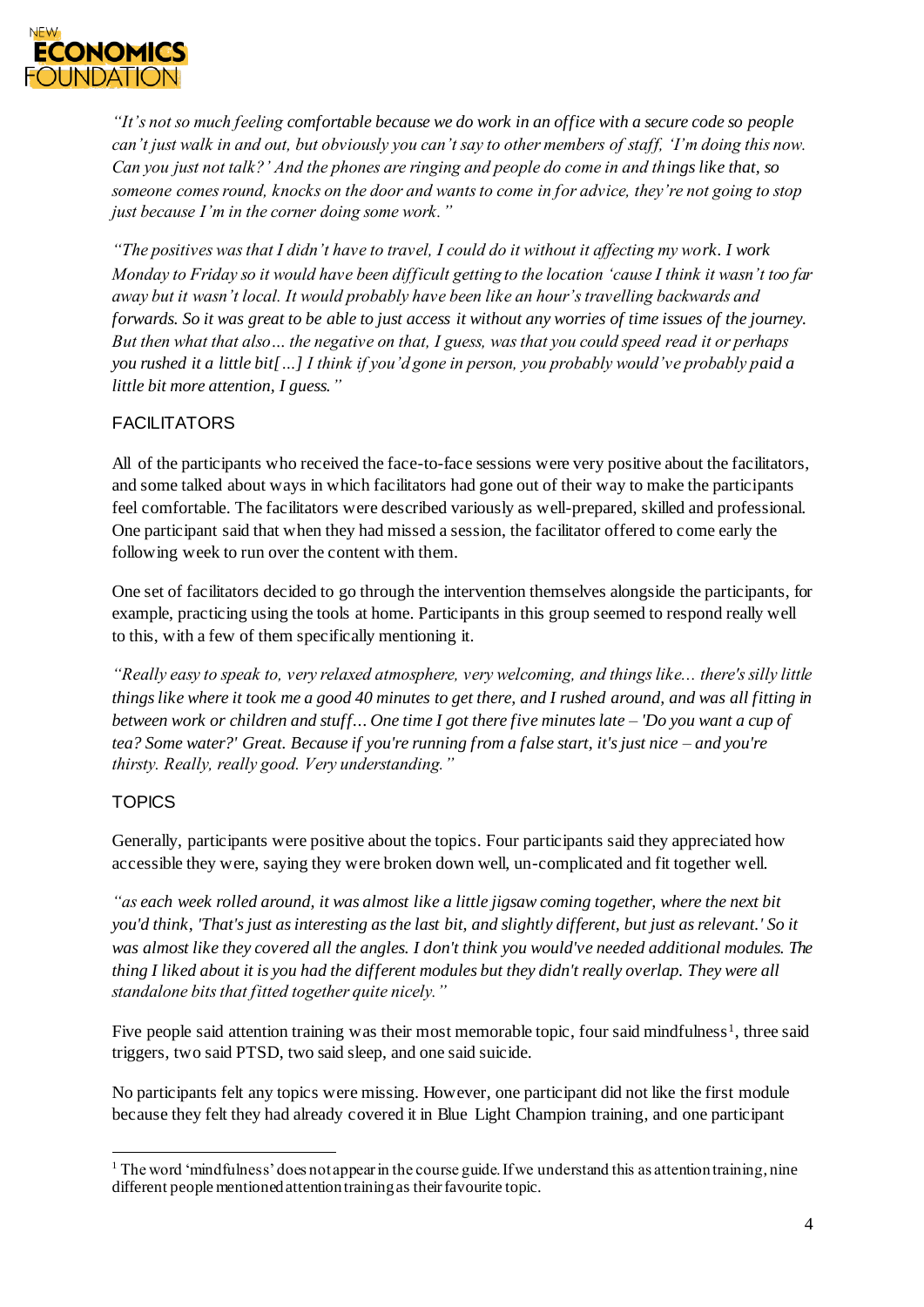*"It's not so much feeling comfortable because we do work in an office with a secure code so people can't just walk in and out, but obviously you can't say to other members of staff, 'I'm doing this now. Can you just not talk?' And the phones are ringing and people do come in and things like that, so someone comes round, knocks on the door and wants to come in for advice, they're not going to stop just because I'm in the corner doing some work."*

*"The positives was that I didn't have to travel, I could do it without it affecting my work. I work Monday to Friday so it would have been difficult getting to the location 'cause I think it wasn't too far away but it wasn't local. It would probably have been like an hour's travelling backwards and forwards. So it was great to be able to just access it without any worries of time issues of the journey. But then what that also… the negative on that, I guess, was that you could speed read it or perhaps you rushed it a little bit[…] I think if you'd gone in person, you probably would've probably paid a little bit more attention, I guess."*

### FACILITATORS

All of the participants who received the face-to-face sessions were very positive about the facilitators, and some talked about ways in which facilitators had gone out of their way to make the participants feel comfortable. The facilitators were described variously as well-prepared, skilled and professional. One participant said that when they had missed a session, the facilitator offered to come early the following week to run over the content with them.

One set of facilitators decided to go through the intervention themselves alongside the participants, for example, practicing using the tools at home. Participants in this group seemed to respond really well to this, with a few of them specifically mentioning it.

*"Really easy to speak to, very relaxed atmosphere, very welcoming, and things like... there's silly little things like where it took me a good 40 minutes to get there, and I rushed around, and was all fitting in between work or children and stuff… One time I got there five minutes late – 'Do you want a cup of tea? Some water?' Great. Because if you're running from a false start, it's just nice – and you're thirsty. Really, really good. Very understanding."*

### TOPICS

Generally, participants were positive about the topics. Four participants said they appreciated how accessible they were, saying they were broken down well, un-complicated and fit together well.

*"as each week rolled around, it was almost like a little jigsaw coming together, where the next bit you'd think, 'That's just as interesting as the last bit, and slightly different, but just as relevant.' So it was almost like they covered all the angles. I don't think you would've needed additional modules. The thing I liked about it is you had the different modules but they didn't really overlap. They were all standalone bits that fitted together quite nicely."*

Five people said attention training was their most memorable topic, four said mindfulness[1], three said triggers, two said PTSD, two said sleep, and one said suicide.

No participants felt any topics were missing. However, one participant did not like the first module because they felt they had already covered it in Blue Light Champion training, and one participant

[1] The word 'mindfulness' does not appear in the course guide. If we understand this as attention training, nine different people mentioned attention training as their favourite topic.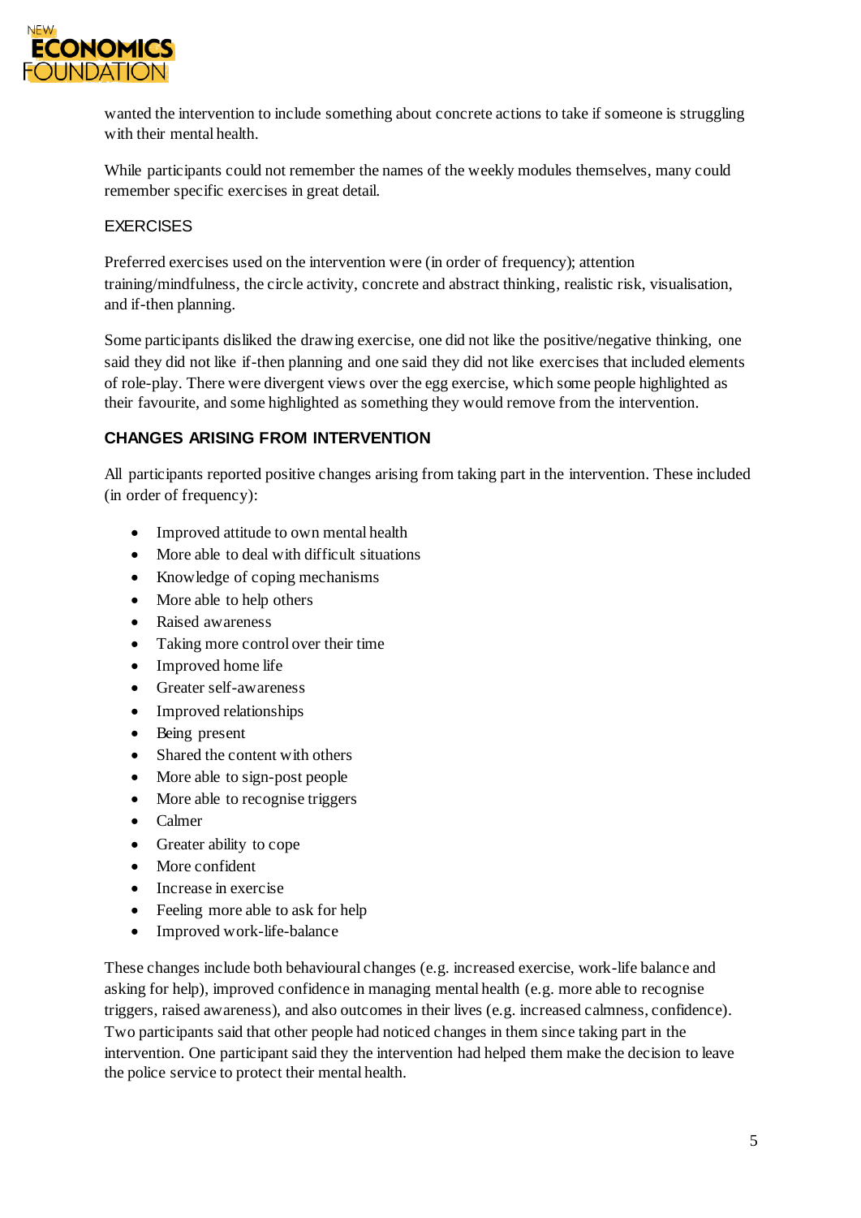wanted the intervention to include something about concrete actions to take if someone is struggling with their mental health.

While participants could not remember the names of the weekly modules themselves, many could remember specific exercises in great detail.

### EXERCISES

Preferred exercises used on the intervention were (in order of frequency); attention training/mindfulness, the circle activity, concrete and abstract thinking, realistic risk, visualisation, and if-then planning.

Some participants disliked the drawing exercise, one did not like the positive/negative thinking, one said they did not like if-then planning and one said they did not like exercises that included elements of role-play. There were divergent views over the egg exercise, which some people highlighted as their favourite, and some highlighted as something they would remove from the intervention.

## CHANGES ARISING FROM INTERVENTION

All participants reported positive changes arising from taking part in the intervention. These included (in order of frequency):

- Improved attitude to own mental health
- More able to deal with difficult situations
- Knowledge of coping mechanisms
- More able to help others
- Raised awareness
- Taking more control over their time
- Improved home life
- Greater self-awareness
- Improved relationships
- Being present
- Shared the content with others
- More able to sign-post people
- More able to recognise triggers
- Calmer
- Greater ability to cope
- More confident
- Increase in exercise
- Feeling more able to ask for help
- Improved work-life-balance

These changes include both behavioural changes (e.g. increased exercise, work-life balance and asking for help), improved confidence in managing mental health (e.g. more able to recognise triggers, raised awareness), and also outcomes in their lives (e.g. increased calmness, confidence). Two participants said that other people had noticed changes in them since taking part in the intervention. One participant said they the intervention had helped them make the decision to leave the police service to protect their mental health.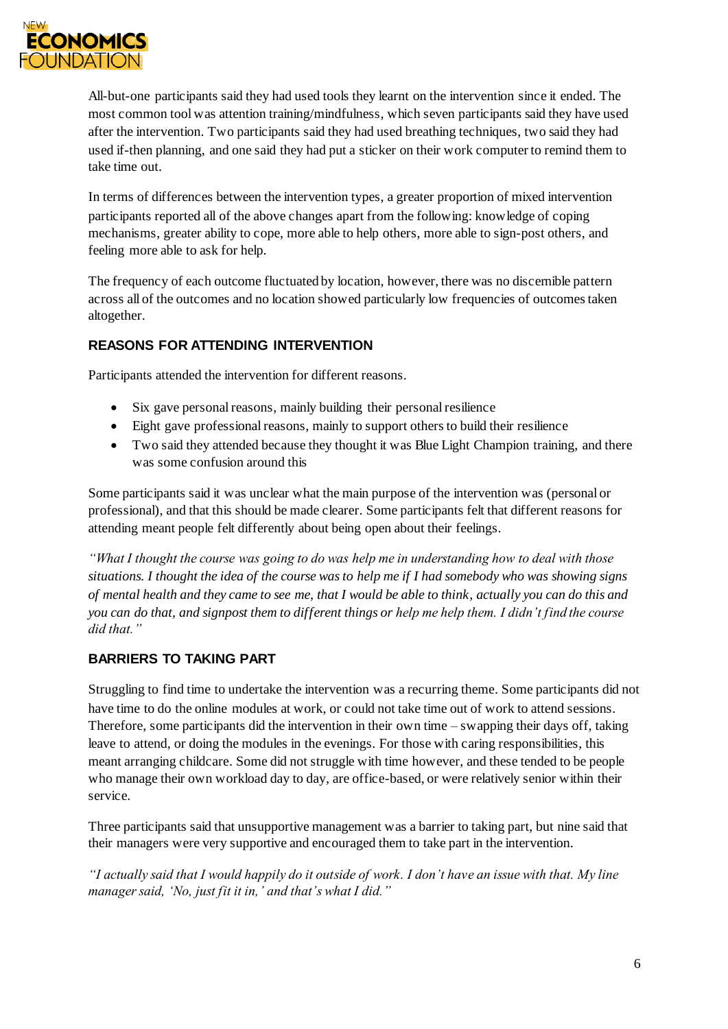All-but-one participants said they had used tools they learnt on the intervention since it ended. The most common tool was attention training/mindfulness, which seven participants said they have used after the intervention. Two participants said they had used breathing techniques, two said they had used if-then planning, and one said they had put a sticker on their work computer to remind them to take time out.

In terms of differences between the intervention types, a greater proportion of mixed intervention participants reported all of the above changes apart from the following: knowledge of coping mechanisms, greater ability to cope, more able to help others, more able to sign-post others, and feeling more able to ask for help.

The frequency of each outcome fluctuated by location, however, there was no discernible pattern across all of the outcomes and no location showed particularly low frequencies of outcomes taken altogether.

### REASONS FOR ATTENDING INTERVENTION

Participants attended the intervention for different reasons.

- Six gave personal reasons, mainly building their personal resilience
- Eight gave professional reasons, mainly to support others to build their resilience
- Two said they attended because they thought it was Blue Light Champion training, and there was some confusion around this

Some participants said it was unclear what the main purpose of the intervention was (personal or professional), and that this should be made clearer. Some participants felt that different reasons for attending meant people felt differently about being open about their feelings.

*"What I thought the course was going to do was help me in understanding how to deal with those situations. I thought the idea of the course was to help me if I had somebody who was showing signs of mental health and they came to see me, that I would be able to think, actually you can do this and you can do that, and signpost them to different things or help me help them. I didn't find the course did that."*

### BARRIERS TO TAKING PART

Struggling to find time to undertake the intervention was a recurring theme. Some participants did not have time to do the online modules at work, or could not take time out of work to attend sessions. Therefore, some participants did the intervention in their own time – swapping their days off, taking leave to attend, or doing the modules in the evenings. For those with caring responsibilities, this meant arranging childcare. Some did not struggle with time however, and these tended to be people who manage their own workload day to day, are office-based, or were relatively senior within their service.

Three participants said that unsupportive management was a barrier to taking part, but nine said that their managers were very supportive and encouraged them to take part in the intervention.

*"I actually said that I would happily do it outside of work. I don't have an issue with that. My line manager said, 'No, just fit it in,' and that's what I did."*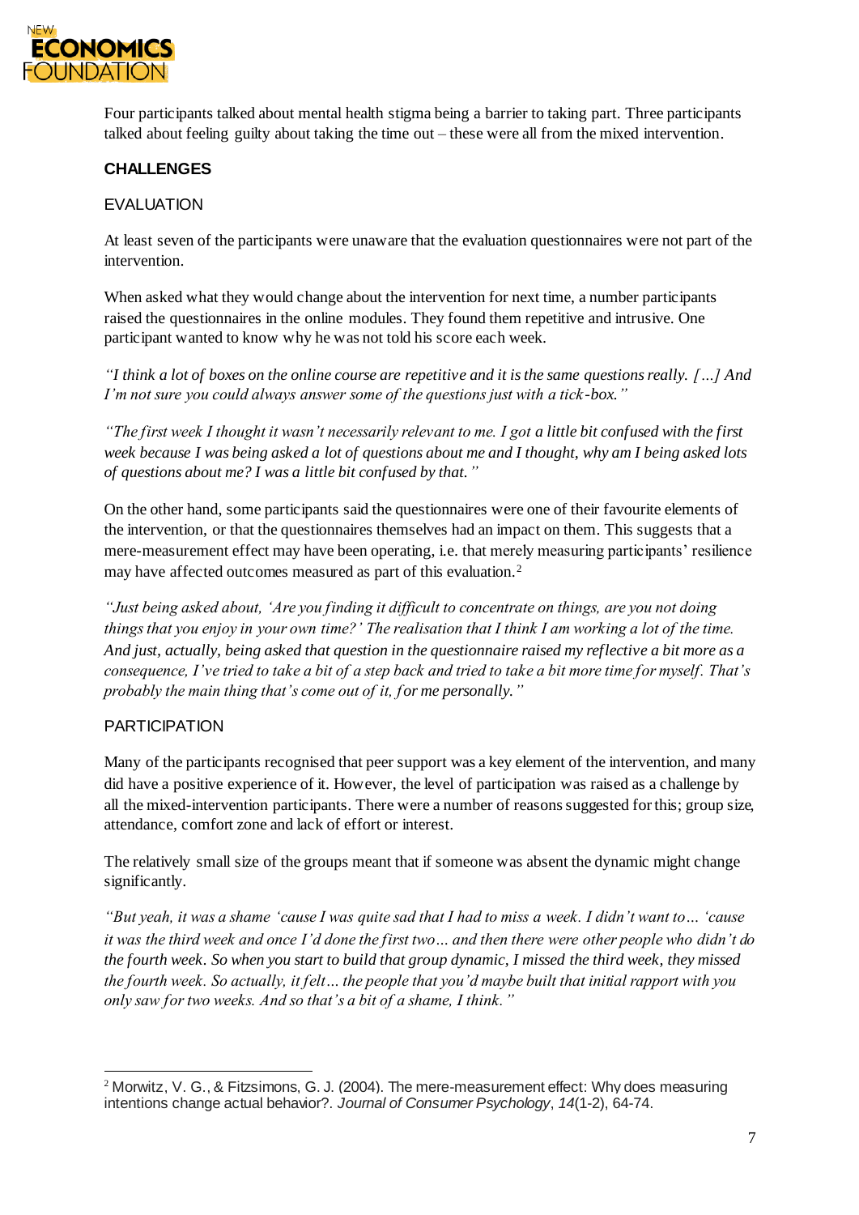Four participants talked about mental health stigma being a barrier to taking part. Three participants talked about feeling guilty about taking the time out – these were all from the mixed intervention.

## CHALLENGES

### EVALUATION

At least seven of the participants were unaware that the evaluation questionnaires were not part of the intervention.

When asked what they would change about the intervention for next time, a number participants raised the questionnaires in the online modules. They found them repetitive and intrusive. One participant wanted to know why he was not told his score each week.

*"I think a lot of boxes on the online course are repetitive and it is the same questions really. […] And I'm not sure you could always answer some of the questions just with a tick-box."*

*"The first week I thought it wasn't necessarily relevant to me. I got a little bit confused with the first week because I was being asked a lot of questions about me and I thought, why am I being asked lots of questions about me? I was a little bit confused by that."*

On the other hand, some participants said the questionnaires were one of their favourite elements of the intervention, or that the questionnaires themselves had an impact on them. This suggests that a mere-measurement effect may have been operating, i.e. that merely measuring participants' resilience may have affected outcomes measured as part of this evaluation.[2]

*"Just being asked about, 'Are you finding it difficult to concentrate on things, are you not doing things that you enjoy in your own time?' The realisation that I think I am working a lot of the time. And just, actually, being asked that question in the questionnaire raised my reflective a bit more as a consequence, I've tried to take a bit of a step back and tried to take a bit more time for myself. That's probably the main thing that's come out of it, for me personally."*

### PARTICIPATION

Many of the participants recognised that peer support was a key element of the intervention, and many did have a positive experience of it. However, the level of participation was raised as a challenge by all the mixed-intervention participants. There were a number of reasons suggested for this; group size, attendance, comfort zone and lack of effort or interest.

The relatively small size of the groups meant that if someone was absent the dynamic might change significantly.

*"But yeah, it was a shame 'cause I was quite sad that I had to miss a week. I didn't want to… 'cause it was the third week and once I'd done the first two… and then there were other people who didn't do the fourth week. So when you start to build that group dynamic, I missed the third week, they missed the fourth week. So actually, it felt… the people that you'd maybe built that initial rapport with you only saw for two weeks. And so that's a bit of a shame, I think."*

---

[2] Morwitz, V. G., & Fitzsimons, G. J. (2004). The mere-measurement effect: Why does measuring intentions change actual behavior?. *Journal of Consumer Psychology*, *14*(1-2), 64-74.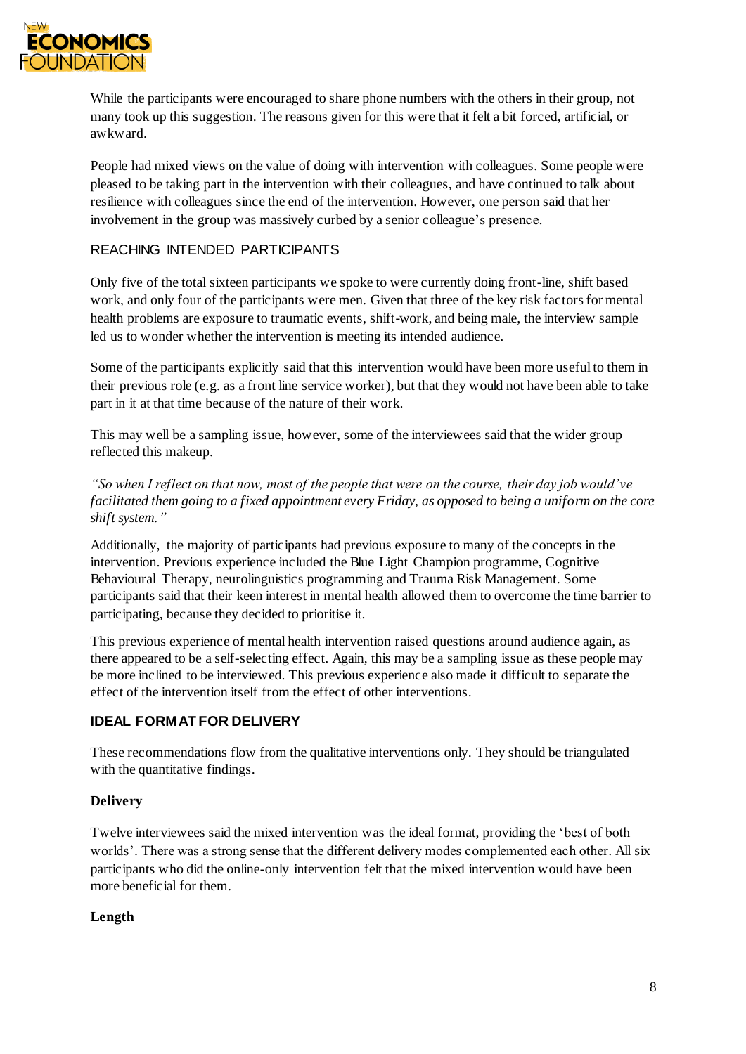While the participants were encouraged to share phone numbers with the others in their group, not many took up this suggestion. The reasons given for this were that it felt a bit forced, artificial, or awkward.

People had mixed views on the value of doing with intervention with colleagues. Some people were pleased to be taking part in the intervention with their colleagues, and have continued to talk about resilience with colleagues since the end of the intervention. However, one person said that her involvement in the group was massively curbed by a senior colleague's presence.

### REACHING INTENDED PARTICIPANTS

Only five of the total sixteen participants we spoke to were currently doing front-line, shift based work, and only four of the participants were men. Given that three of the key risk factors for mental health problems are exposure to traumatic events, shift-work, and being male, the interview sample led us to wonder whether the intervention is meeting its intended audience.

Some of the participants explicitly said that this intervention would have been more useful to them in their previous role (e.g. as a front line service worker), but that they would not have been able to take part in it at that time because of the nature of their work.

This may well be a sampling issue, however, some of the interviewees said that the wider group reflected this makeup.

*"So when I reflect on that now, most of the people that were on the course, their day job would've facilitated them going to a fixed appointment every Friday, as opposed to being a uniform on the core shift system."*

Additionally, the majority of participants had previous exposure to many of the concepts in the intervention. Previous experience included the Blue Light Champion programme, Cognitive Behavioural Therapy, neurolinguistics programming and Trauma Risk Management. Some participants said that their keen interest in mental health allowed them to overcome the time barrier to participating, because they decided to prioritise it.

This previous experience of mental health intervention raised questions around audience again, as there appeared to be a self-selecting effect. Again, this may be a sampling issue as these people may be more inclined to be interviewed. This previous experience also made it difficult to separate the effect of the intervention itself from the effect of other interventions.

## IDEAL FORMAT FOR DELIVERY

These recommendations flow from the qualitative interventions only. They should be triangulated with the quantitative findings.

**Delivery**

Twelve interviewees said the mixed intervention was the ideal format, providing the 'best of both worlds'. There was a strong sense that the different delivery modes complemented each other. All six participants who did the online-only intervention felt that the mixed intervention would have been more beneficial for them.

**Length**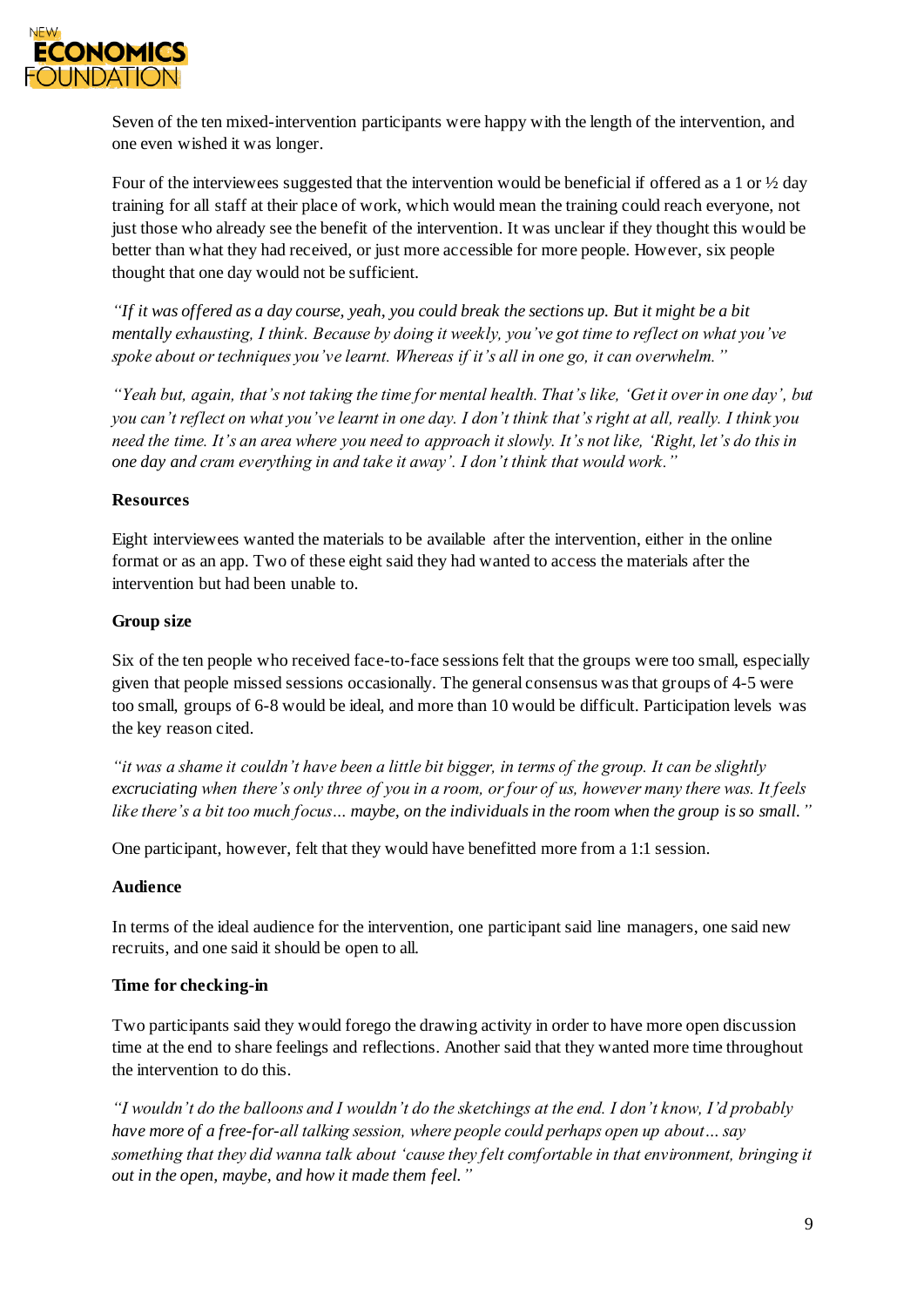Seven of the ten mixed-intervention participants were happy with the length of the intervention, and one even wished it was longer.

Four of the interviewees suggested that the intervention would be beneficial if offered as a 1 or ½ day training for all staff at their place of work, which would mean the training could reach everyone, not just those who already see the benefit of the intervention. It was unclear if they thought this would be better than what they had received, or just more accessible for more people. However, six people thought that one day would not be sufficient.

*"If it was offered as a day course, yeah, you could break the sections up. But it might be a bit mentally exhausting, I think. Because by doing it weekly, you've got time to reflect on what you've spoke about or techniques you've learnt. Whereas if it's all in one go, it can overwhelm."*

*"Yeah but, again, that's not taking the time for mental health. That's like, 'Get it over in one day', but you can't reflect on what you've learnt in one day. I don't think that's right at all, really. I think you need the time. It's an area where you need to approach it slowly. It's not like, 'Right, let's do this in one day and cram everything in and take it away'. I don't think that would work."*

**Resources**

Eight interviewees wanted the materials to be available after the intervention, either in the online format or as an app. Two of these eight said they had wanted to access the materials after the intervention but had been unable to.

**Group size**

Six of the ten people who received face-to-face sessions felt that the groups were too small, especially given that people missed sessions occasionally. The general consensus was that groups of 4-5 were too small, groups of 6-8 would be ideal, and more than 10 would be difficult. Participation levels was the key reason cited.

*"it was a shame it couldn't have been a little bit bigger, in terms of the group. It can be slightly excruciating when there's only three of you in a room, or four of us, however many there was. It feels like there's a bit too much focus... maybe, on the individuals in the room when the group is so small."*

One participant, however, felt that they would have benefitted more from a 1:1 session.

**Audience**

In terms of the ideal audience for the intervention, one participant said line managers, one said new recruits, and one said it should be open to all.

**Time for checking-in**

Two participants said they would forego the drawing activity in order to have more open discussion time at the end to share feelings and reflections. Another said that they wanted more time throughout the intervention to do this.

*"I wouldn't do the balloons and I wouldn't do the sketchings at the end. I don't know, I'd probably have more of a free-for-all talking session, where people could perhaps open up about... say something that they did wanna talk about 'cause they felt comfortable in that environment, bringing it out in the open, maybe, and how it made them feel."*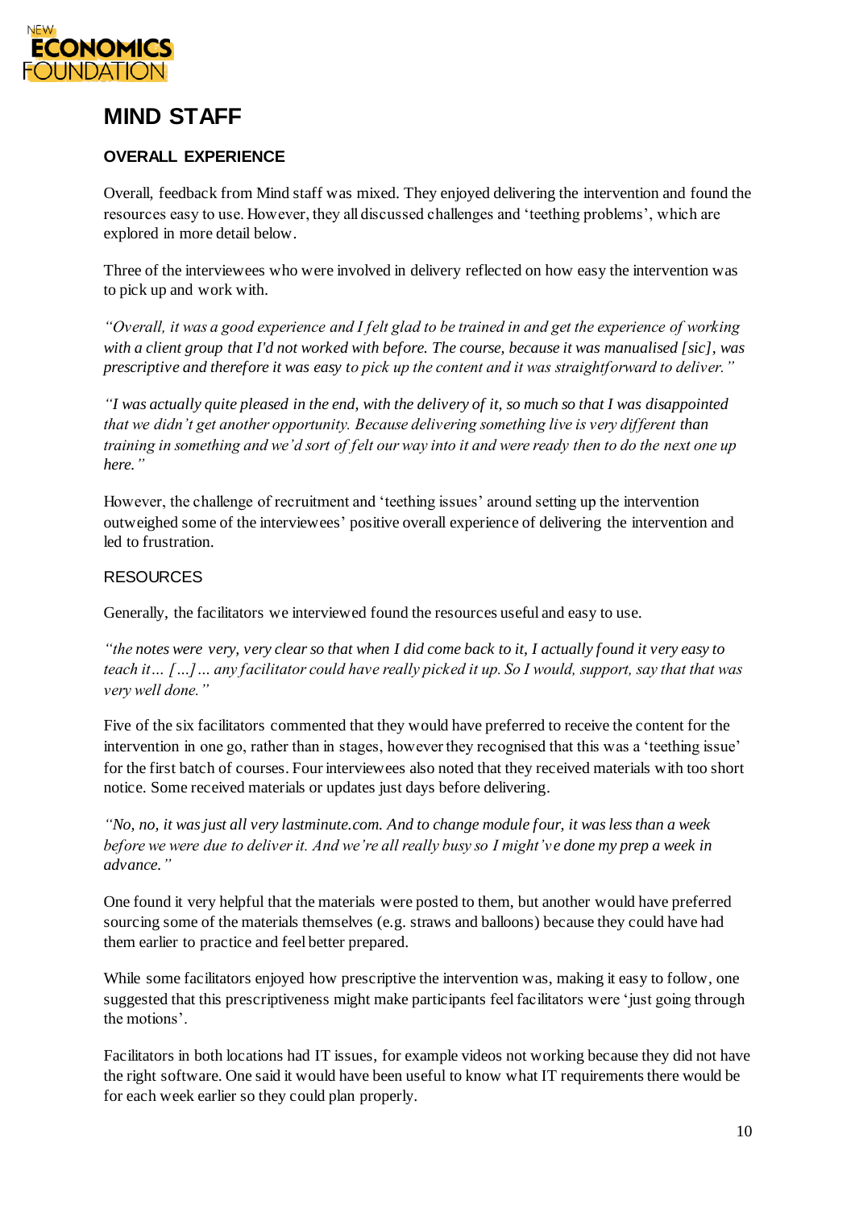## MIND STAFF

### OVERALL EXPERIENCE

Overall, feedback from Mind staff was mixed. They enjoyed delivering the intervention and found the resources easy to use. However, they all discussed challenges and 'teething problems', which are explored in more detail below.

Three of the interviewees who were involved in delivery reflected on how easy the intervention was to pick up and work with.

*"Overall, it was a good experience and I felt glad to be trained in and get the experience of working with a client group that I'd not worked with before. The course, because it was manualised [sic], was prescriptive and therefore it was easy to pick up the content and it was straightforward to deliver."*

*"I was actually quite pleased in the end, with the delivery of it, so much so that I was disappointed that we didn't get another opportunity. Because delivering something live is very different than training in something and we'd sort of felt our way into it and were ready then to do the next one up here."*

However, the challenge of recruitment and 'teething issues' around setting up the intervention outweighed some of the interviewees' positive overall experience of delivering the intervention and led to frustration.

#### RESOURCES

Generally, the facilitators we interviewed found the resources useful and easy to use.

*"the notes were very, very clear so that when I did come back to it, I actually found it very easy to teach it… […]… any facilitator could have really picked it up. So I would, support, say that that was very well done."*

Five of the six facilitators commented that they would have preferred to receive the content for the intervention in one go, rather than in stages, however they recognised that this was a 'teething issue' for the first batch of courses. Four interviewees also noted that they received materials with too short notice. Some received materials or updates just days before delivering.

*"No, no, it was just all very lastminute.com. And to change module four, it was less than a week before we were due to deliver it. And we're all really busy so I might've done my prep a week in advance."*

One found it very helpful that the materials were posted to them, but another would have preferred sourcing some of the materials themselves (e.g. straws and balloons) because they could have had them earlier to practice and feel better prepared.

While some facilitators enjoyed how prescriptive the intervention was, making it easy to follow, one suggested that this prescriptiveness might make participants feel facilitators were 'just going through the motions'.

Facilitators in both locations had IT issues, for example videos not working because they did not have the right software. One said it would have been useful to know what IT requirements there would be for each week earlier so they could plan properly.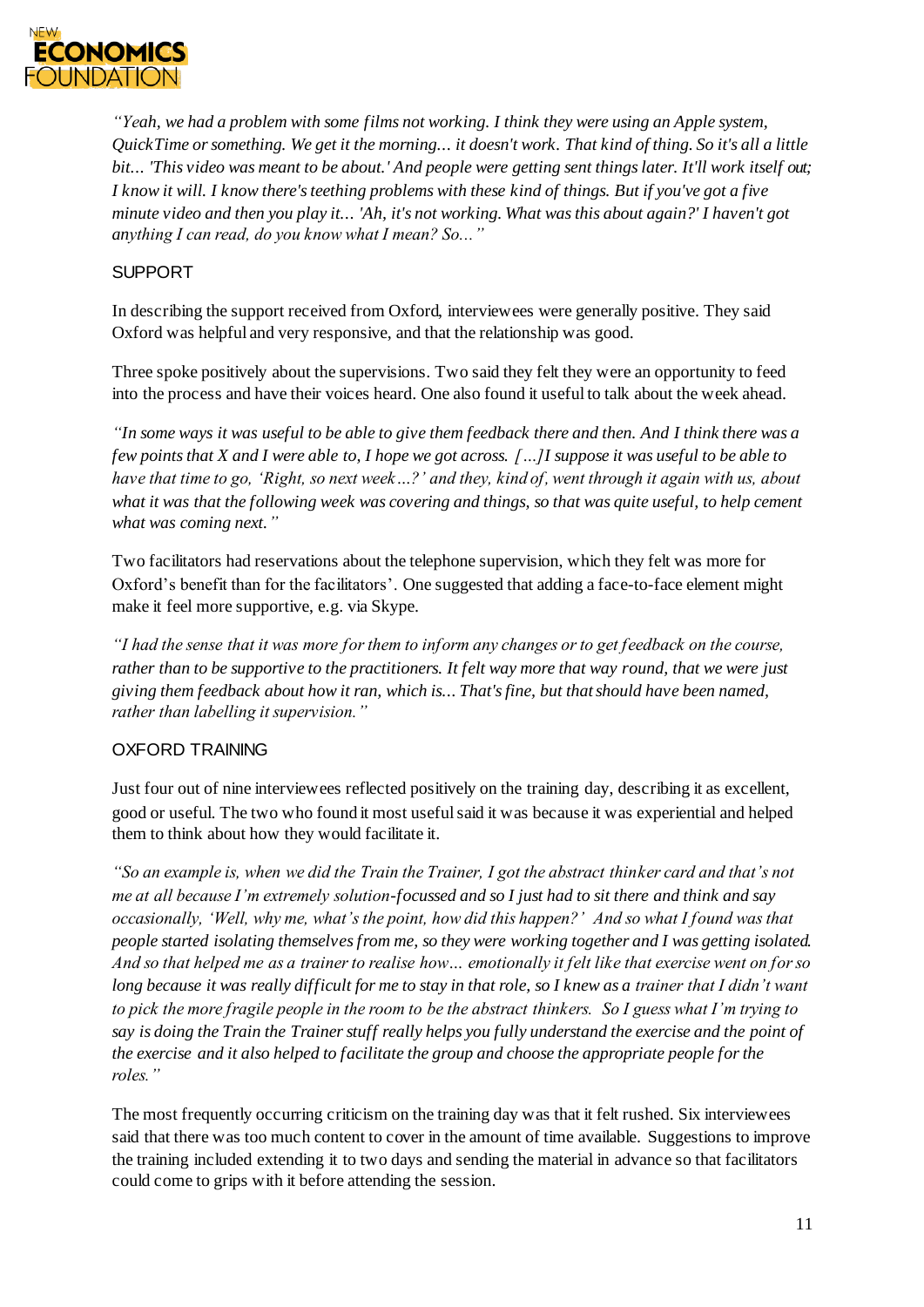*"Yeah, we had a problem with some films not working. I think they were using an Apple system, QuickTime or something. We get it the morning... it doesn't work. That kind of thing. So it's all a little bit... 'This video was meant to be about.' And people were getting sent things later. It'll work itself out; I know it will. I know there's teething problems with these kind of things. But if you've got a five minute video and then you play it... 'Ah, it's not working. What was this about again?' I haven't got anything I can read, do you know what I mean? So..."*

### SUPPORT

In describing the support received from Oxford, interviewees were generally positive. They said Oxford was helpful and very responsive, and that the relationship was good.

Three spoke positively about the supervisions. Two said they felt they were an opportunity to feed into the process and have their voices heard. One also found it useful to talk about the week ahead.

*"In some ways it was useful to be able to give them feedback there and then. And I think there was a few points that X and I were able to, I hope we got across. [...] I suppose it was useful to be able to have that time to go, 'Right, so next week...?' and they, kind of, went through it again with us, about what it was that the following week was covering and things, so that was quite useful, to help cement what was coming next."*

Two facilitators had reservations about the telephone supervision, which they felt was more for Oxford's benefit than for the facilitators'. One suggested that adding a face-to-face element might make it feel more supportive, e.g. via Skype.

*"I had the sense that it was more for them to inform any changes or to get feedback on the course, rather than to be supportive to the practitioners. It felt way more that way round, that we were just giving them feedback about how it ran, which is... That's fine, but that should have been named, rather than labelling it supervision."*

### OXFORD TRAINING

Just four out of nine interviewees reflected positively on the training day, describing it as excellent, good or useful. The two who found it most useful said it was because it was experiential and helped them to think about how they would facilitate it.

*"So an example is, when we did the Train the Trainer, I got the abstract thinker card and that's not me at all because I'm extremely solution-focussed and so I just had to sit there and think and say occasionally, 'Well, why me, what's the point, how did this happen?' And so what I found was that people started isolating themselves from me, so they were working together and I was getting isolated. And so that helped me as a trainer to realise how... emotionally it felt like that exercise went on for so long because it was really difficult for me to stay in that role, so I knew as a trainer that I didn't want to pick the more fragile people in the room to be the abstract thinkers. So I guess what I'm trying to say is doing the Train the Trainer stuff really helps you fully understand the exercise and the point of the exercise and it also helped to facilitate the group and choose the appropriate people for the roles."*

The most frequently occurring criticism on the training day was that it felt rushed. Six interviewees said that there was too much content to cover in the amount of time available. Suggestions to improve the training included extending it to two days and sending the material in advance so that facilitators could come to grips with it before attending the session.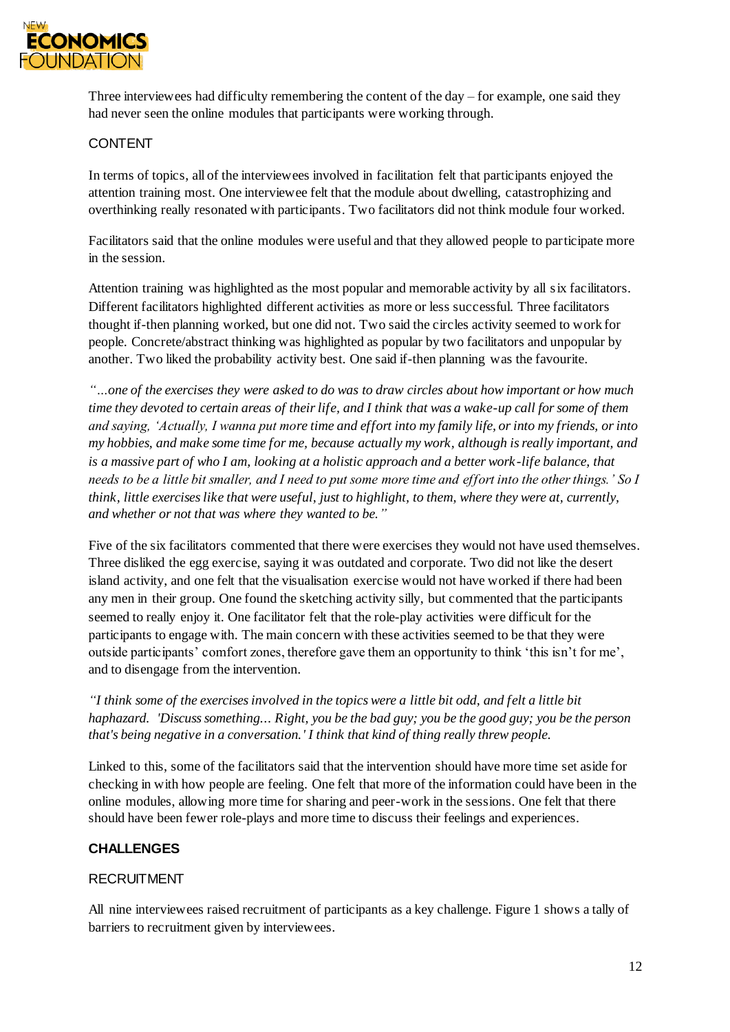Three interviewees had difficulty remembering the content of the day – for example, one said they had never seen the online modules that participants were working through.

### CONTENT

In terms of topics, all of the interviewees involved in facilitation felt that participants enjoyed the attention training most. One interviewee felt that the module about dwelling, catastrophizing and overthinking really resonated with participants. Two facilitators did not think module four worked.

Facilitators said that the online modules were useful and that they allowed people to participate more in the session.

Attention training was highlighted as the most popular and memorable activity by all six facilitators. Different facilitators highlighted different activities as more or less successful. Three facilitators thought if-then planning worked, but one did not. Two said the circles activity seemed to work for people. Concrete/abstract thinking was highlighted as popular by two facilitators and unpopular by another. Two liked the probability activity best. One said if-then planning was the favourite.

*"...one of the exercises they were asked to do was to draw circles about how important or how much time they devoted to certain areas of their life, and I think that was a wake-up call for some of them and saying, 'Actually, I wanna put more time and effort into my family life, or into my friends, or into my hobbies, and make some time for me, because actually my work, although is really important, and is a massive part of who I am, looking at a holistic approach and a better work-life balance, that needs to be a little bit smaller, and I need to put some more time and effort into the other things.' So I think, little exercises like that were useful, just to highlight, to them, where they were at, currently, and whether or not that was where they wanted to be."*

Five of the six facilitators commented that there were exercises they would not have used themselves. Three disliked the egg exercise, saying it was outdated and corporate. Two did not like the desert island activity, and one felt that the visualisation exercise would not have worked if there had been any men in their group. One found the sketching activity silly, but commented that the participants seemed to really enjoy it. One facilitator felt that the role-play activities were difficult for the participants to engage with. The main concern with these activities seemed to be that they were outside participants' comfort zones, therefore gave them an opportunity to think 'this isn't for me', and to disengage from the intervention.

*"I think some of the exercises involved in the topics were a little bit odd, and felt a little bit haphazard. 'Discuss something... Right, you be the bad guy; you be the good guy; you be the person that's being negative in a conversation.' I think that kind of thing really threw people.*

Linked to this, some of the facilitators said that the intervention should have more time set aside for checking in with how people are feeling. One felt that more of the information could have been in the online modules, allowing more time for sharing and peer-work in the sessions. One felt that there should have been fewer role-plays and more time to discuss their feelings and experiences.

## CHALLENGES

### RECRUITMENT

All nine interviewees raised recruitment of participants as a key challenge. Figure 1 shows a tally of barriers to recruitment given by interviewees.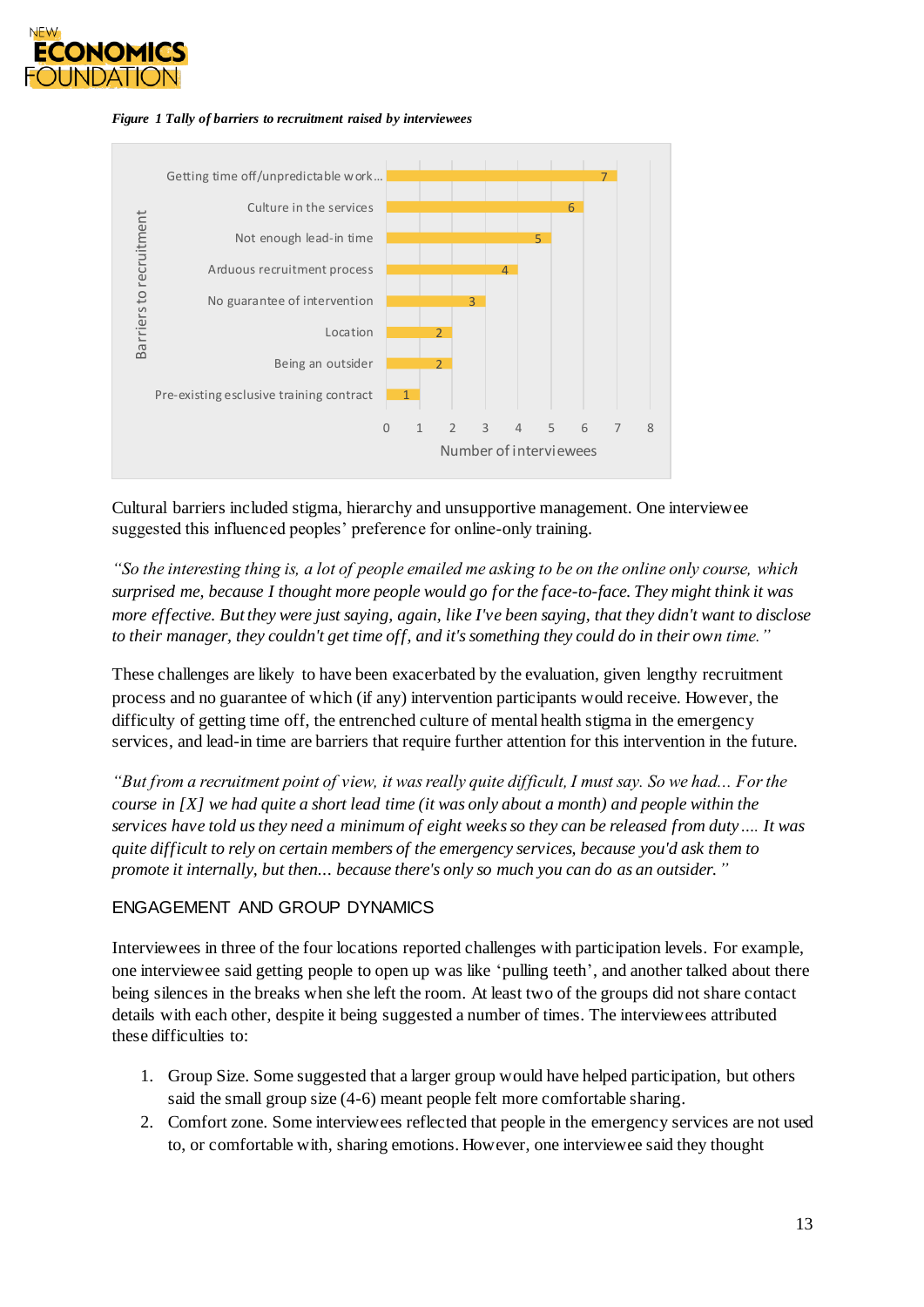*Figure 1 Tally of barriers to recruitment raised by interviewees*

| Barriers to recruitment | Number of interviewees |
|---|---|
| Getting time off/unpredictable work... | 7 |
| Culture in the services | 6 |
| Not enough lead-in time | 5 |
| Arduous recruitment process | 4 |
| No guarantee of intervention | 3 |
| Location | 2 |
| Being an outsider | 2 |
| Pre-existing esclusive training contract | 1 |

Cultural barriers included stigma, hierarchy and unsupportive management. One interviewee suggested this influenced peoples' preference for online-only training.

*"So the interesting thing is, a lot of people emailed me asking to be on the online only course, which surprised me, because I thought more people would go for the face-to-face. They might think it was more effective. But they were just saying, again, like I've been saying, that they didn't want to disclose to their manager, they couldn't get time off, and it's something they could do in their own time."*

These challenges are likely to have been exacerbated by the evaluation, given lengthy recruitment process and no guarantee of which (if any) intervention participants would receive. However, the difficulty of getting time off, the entrenched culture of mental health stigma in the emergency services, and lead-in time are barriers that require further attention for this intervention in the future.

*"But from a recruitment point of view, it was really quite difficult, I must say. So we had... For the course in [X] we had quite a short lead time (it was only about a month) and people within the services have told us they need a minimum of eight weeks so they can be released from duty.... It was quite difficult to rely on certain members of the emergency services, because you'd ask them to promote it internally, but then... because there's only so much you can do as an outsider."*

## ENGAGEMENT AND GROUP DYNAMICS

Interviewees in three of the four locations reported challenges with participation levels. For example, one interviewee said getting people to open up was like 'pulling teeth', and another talked about there being silences in the breaks when she left the room. At least two of the groups did not share contact details with each other, despite it being suggested a number of times. The interviewees attributed these difficulties to:

1. Group Size. Some suggested that a larger group would have helped participation, but others said the small group size (4-6) meant people felt more comfortable sharing.
2. Comfort zone. Some interviewees reflected that people in the emergency services are not used to, or comfortable with, sharing emotions. However, one interviewee said they thought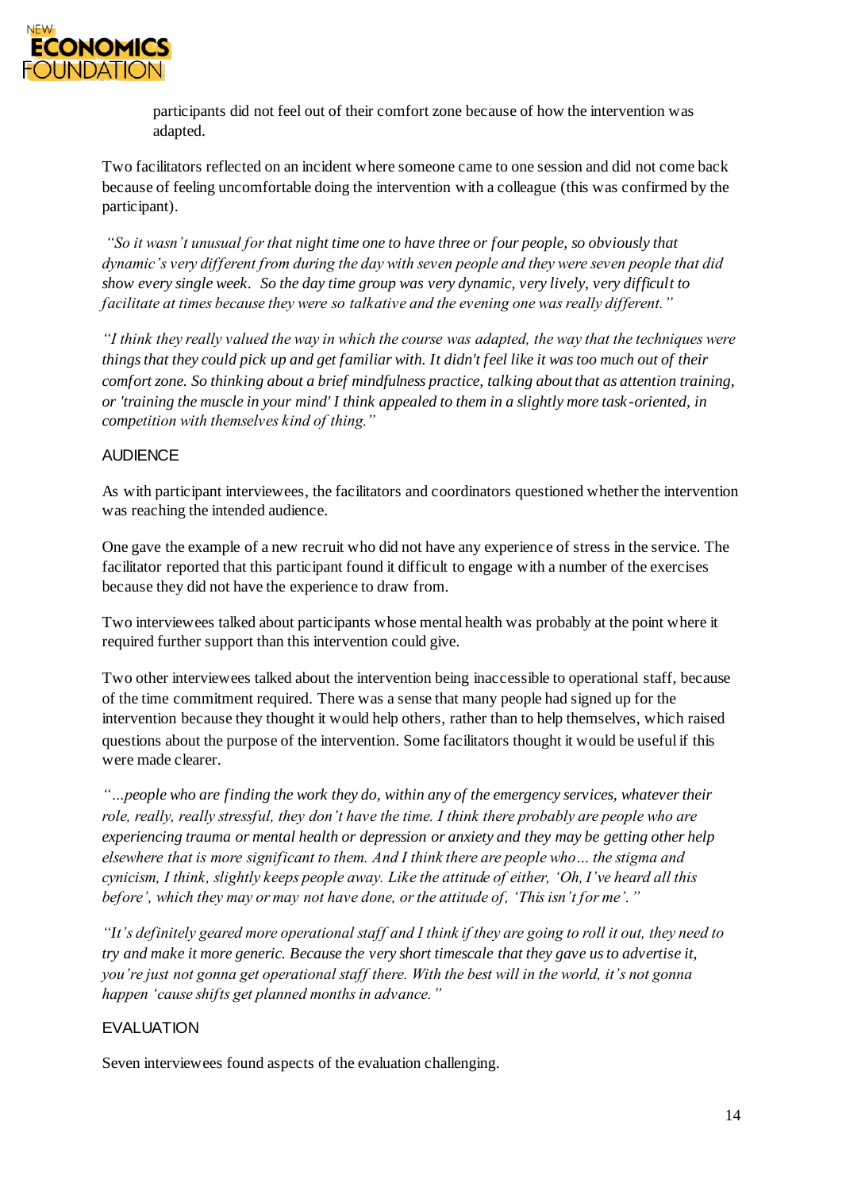participants did not feel out of their comfort zone because of how the intervention was adapted.

Two facilitators reflected on an incident where someone came to one session and did not come back because of feeling uncomfortable doing the intervention with a colleague (this was confirmed by the participant).

*"So it wasn't unusual for that night time one to have three or four people, so obviously that dynamic's very different from during the day with seven people and they were seven people that did show every single week. So the day time group was very dynamic, very lively, very difficult to facilitate at times because they were so talkative and the evening one was really different."*

*"I think they really valued the way in which the course was adapted, the way that the techniques were things that they could pick up and get familiar with. It didn't feel like it was too much out of their comfort zone. So thinking about a brief mindfulness practice, talking about that as attention training, or 'training the muscle in your mind' I think appealed to them in a slightly more task-oriented, in competition with themselves kind of thing."*

## AUDIENCE

As with participant interviewees, the facilitators and coordinators questioned whether the intervention was reaching the intended audience.

One gave the example of a new recruit who did not have any experience of stress in the service. The facilitator reported that this participant found it difficult to engage with a number of the exercises because they did not have the experience to draw from.

Two interviewees talked about participants whose mental health was probably at the point where it required further support than this intervention could give.

Two other interviewees talked about the intervention being inaccessible to operational staff, because of the time commitment required. There was a sense that many people had signed up for the intervention because they thought it would help others, rather than to help themselves, which raised questions about the purpose of the intervention. Some facilitators thought it would be useful if this were made clearer.

*"…people who are finding the work they do, within any of the emergency services, whatever their role, really, really stressful, they don't have the time. I think there probably are people who are experiencing trauma or mental health or depression or anxiety and they may be getting other help elsewhere that is more significant to them. And I think there are people who… the stigma and cynicism, I think, slightly keeps people away. Like the attitude of either, 'Oh, I've heard all this before', which they may or may not have done, or the attitude of, 'This isn't for me'."*

*"It's definitely geared more operational staff and I think if they are going to roll it out, they need to try and make it more generic. Because the very short timescale that they gave us to advertise it, you're just not gonna get operational staff there. With the best will in the world, it's not gonna happen 'cause shifts get planned months in advance."*

## EVALUATION

Seven interviewees found aspects of the evaluation challenging.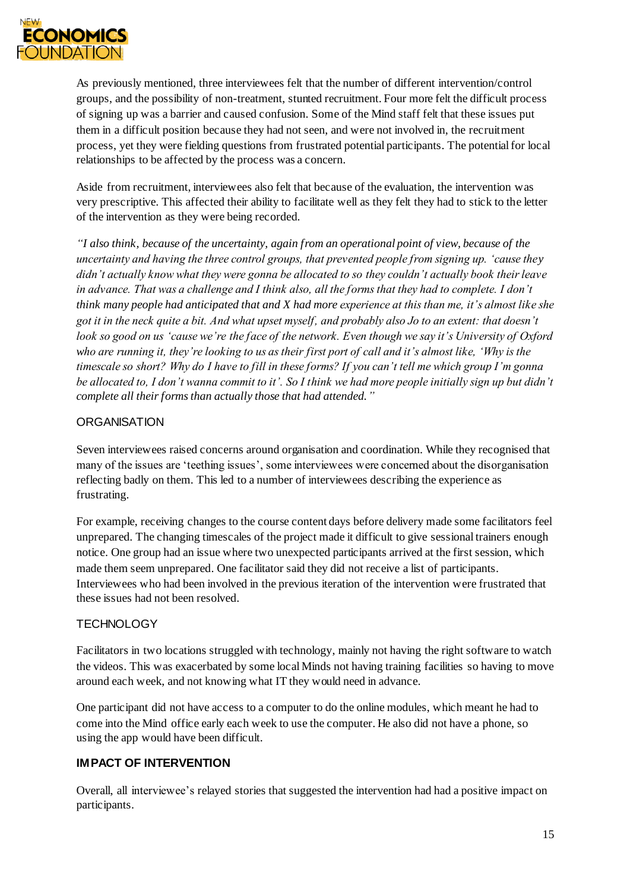As previously mentioned, three interviewees felt that the number of different intervention/control groups, and the possibility of non-treatment, stunted recruitment. Four more felt the difficult process of signing up was a barrier and caused confusion. Some of the Mind staff felt that these issues put them in a difficult position because they had not seen, and were not involved in, the recruitment process, yet they were fielding questions from frustrated potential participants. The potential for local relationships to be affected by the process was a concern.

Aside from recruitment, interviewees also felt that because of the evaluation, the intervention was very prescriptive. This affected their ability to facilitate well as they felt they had to stick to the letter of the intervention as they were being recorded.

*"I also think, because of the uncertainty, again from an operational point of view, because of the uncertainty and having the three control groups, that prevented people from signing up. 'cause they didn't actually know what they were gonna be allocated to so they couldn't actually book their leave in advance. That was a challenge and I think also, all the forms that they had to complete. I don't think many people had anticipated that and X had more experience at this than me, it's almost like she got it in the neck quite a bit. And what upset myself, and probably also Jo to an extent: that doesn't look so good on us 'cause we're the face of the network. Even though we say it's University of Oxford who are running it, they're looking to us as their first port of call and it's almost like, 'Why is the timescale so short? Why do I have to fill in these forms? If you can't tell me which group I'm gonna be allocated to, I don't wanna commit to it'. So I think we had more people initially sign up but didn't complete all their forms than actually those that had attended."*

### ORGANISATION

Seven interviewees raised concerns around organisation and coordination. While they recognised that many of the issues are 'teething issues', some interviewees were concerned about the disorganisation reflecting badly on them. This led to a number of interviewees describing the experience as frustrating.

For example, receiving changes to the course content days before delivery made some facilitators feel unprepared. The changing timescales of the project made it difficult to give sessional trainers enough notice. One group had an issue where two unexpected participants arrived at the first session, which made them seem unprepared. One facilitator said they did not receive a list of participants. Interviewees who had been involved in the previous iteration of the intervention were frustrated that these issues had not been resolved.

### TECHNOLOGY

Facilitators in two locations struggled with technology, mainly not having the right software to watch the videos. This was exacerbated by some local Minds not having training facilities so having to move around each week, and not knowing what IT they would need in advance.

One participant did not have access to a computer to do the online modules, which meant he had to come into the Mind office early each week to use the computer. He also did not have a phone, so using the app would have been difficult.

## IMPACT OF INTERVENTION

Overall, all interviewee's relayed stories that suggested the intervention had had a positive impact on participants.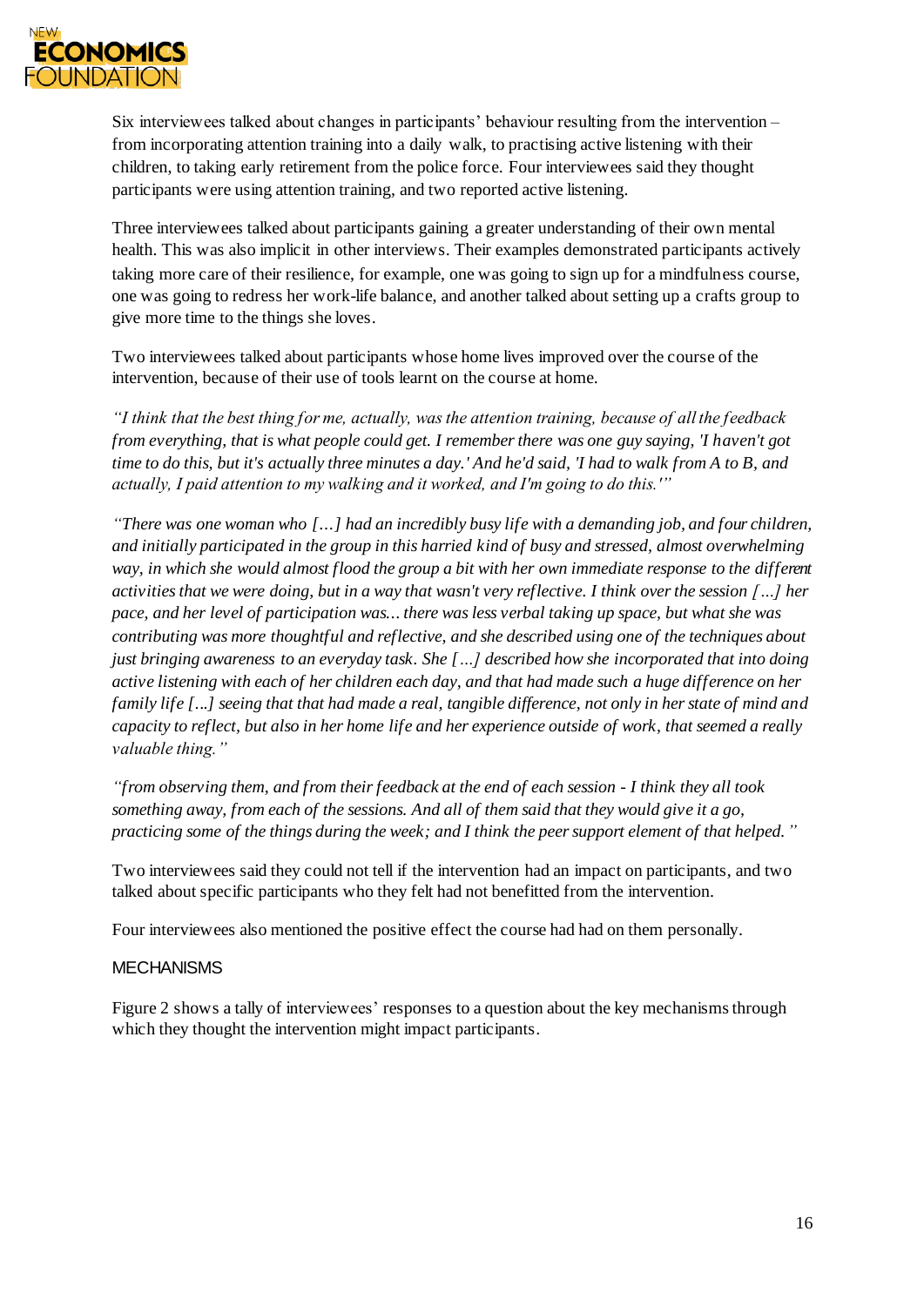Six interviewees talked about changes in participants' behaviour resulting from the intervention – from incorporating attention training into a daily walk, to practising active listening with their children, to taking early retirement from the police force. Four interviewees said they thought participants were using attention training, and two reported active listening.

Three interviewees talked about participants gaining a greater understanding of their own mental health. This was also implicit in other interviews. Their examples demonstrated participants actively taking more care of their resilience, for example, one was going to sign up for a mindfulness course, one was going to redress her work-life balance, and another talked about setting up a crafts group to give more time to the things she loves.

Two interviewees talked about participants whose home lives improved over the course of the intervention, because of their use of tools learnt on the course at home.

*"I think that the best thing for me, actually, was the attention training, because of all the feedback from everything, that is what people could get. I remember there was one guy saying, 'I haven't got time to do this, but it's actually three minutes a day.' And he'd said, 'I had to walk from A to B, and actually, I paid attention to my walking and it worked, and I'm going to do this.'"*

*"There was one woman who […] had an incredibly busy life with a demanding job, and four children, and initially participated in the group in this harried kind of busy and stressed, almost overwhelming way, in which she would almost flood the group a bit with her own immediate response to the different activities that we were doing, but in a way that wasn't very reflective. I think over the session […] her pace, and her level of participation was... there was less verbal taking up space, but what she was contributing was more thoughtful and reflective, and she described using one of the techniques about just bringing awareness to an everyday task. She […] described how she incorporated that into doing active listening with each of her children each day, and that had made such a huge difference on her family life [...] seeing that that had made a real, tangible difference, not only in her state of mind and capacity to reflect, but also in her home life and her experience outside of work, that seemed a really valuable thing."*

*"from observing them, and from their feedback at the end of each session - I think they all took something away, from each of the sessions. And all of them said that they would give it a go, practicing some of the things during the week; and I think the peer support element of that helped."*

Two interviewees said they could not tell if the intervention had an impact on participants, and two talked about specific participants who they felt had not benefitted from the intervention.

Four interviewees also mentioned the positive effect the course had had on them personally.

## MECHANISMS

Figure 2 shows a tally of interviewees' responses to a question about the key mechanisms through which they thought the intervention might impact participants.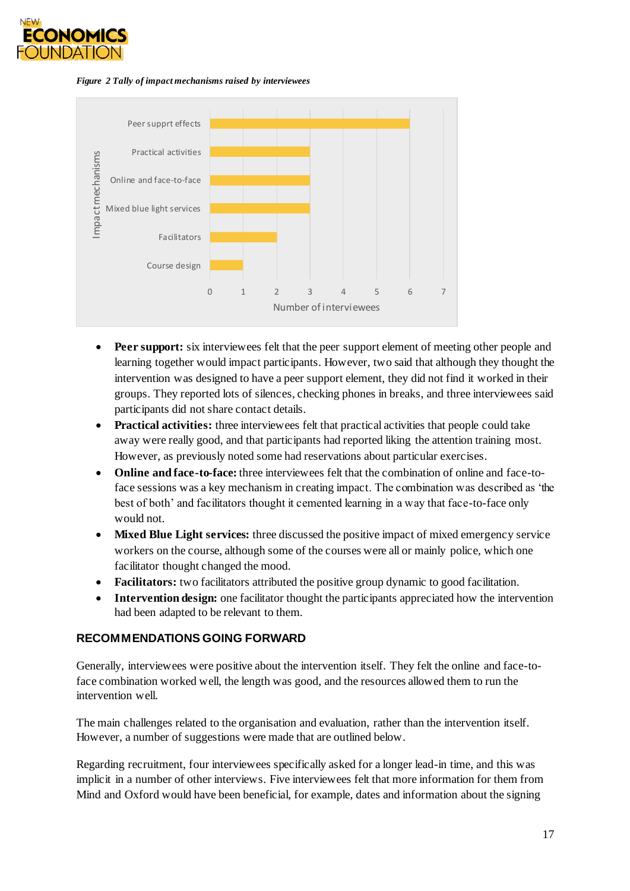*Figure 2 Tally of impact mechanisms raised by interviewees*

| Impact mechanisms | Number of interviewees |
|---|---|
| Peer supprt effects | 6 |
| Practical activities | 3 |
| Online and face-to-face | 3 |
| Mixed blue light services | 3 |
| Facilitators | 2 |
| Course design | 1 |

- **Peer support:** six interviewees felt that the peer support element of meeting other people and learning together would impact participants. However, two said that although they thought the intervention was designed to have a peer support element, they did not find it worked in their groups. They reported lots of silences, checking phones in breaks, and three interviewees said participants did not share contact details.
- **Practical activities:** three interviewees felt that practical activities that people could take away were really good, and that participants had reported liking the attention training most. However, as previously noted some had reservations about particular exercises.
- **Online and face-to-face:** three interviewees felt that the combination of online and face-to-face sessions was a key mechanism in creating impact. The combination was described as 'the best of both' and facilitators thought it cemented learning in a way that face-to-face only would not.
- **Mixed Blue Light services:** three discussed the positive impact of mixed emergency service workers on the course, although some of the courses were all or mainly police, which one facilitator thought changed the mood.
- **Facilitators:** two facilitators attributed the positive group dynamic to good facilitation.
- **Intervention design:** one facilitator thought the participants appreciated how the intervention had been adapted to be relevant to them.

## RECOMMENDATIONS GOING FORWARD

Generally, interviewees were positive about the intervention itself. They felt the online and face-to-face combination worked well, the length was good, and the resources allowed them to run the intervention well.

The main challenges related to the organisation and evaluation, rather than the intervention itself. However, a number of suggestions were made that are outlined below.

Regarding recruitment, four interviewees specifically asked for a longer lead-in time, and this was implicit in a number of other interviews. Five interviewees felt that more information for them from Mind and Oxford would have been beneficial, for example, dates and information about the signing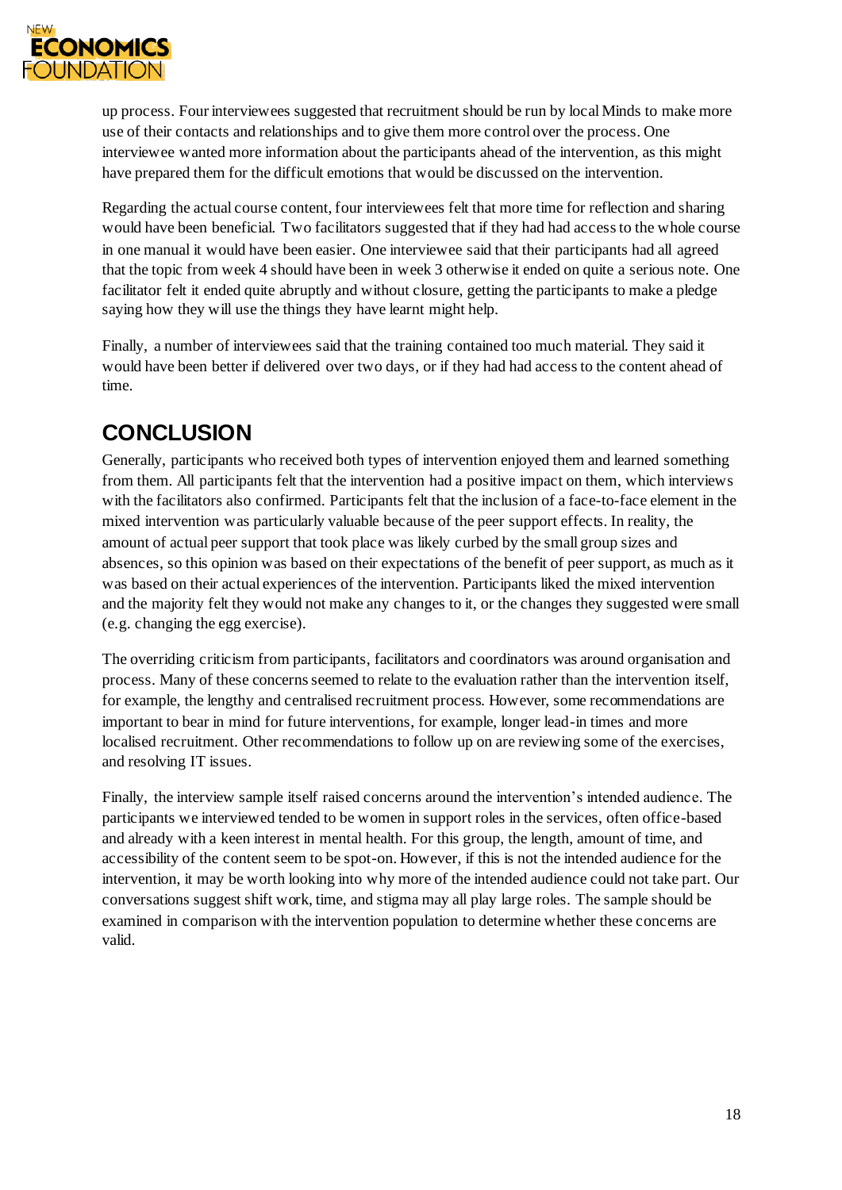up process. Four interviewees suggested that recruitment should be run by local Minds to make more use of their contacts and relationships and to give them more control over the process. One interviewee wanted more information about the participants ahead of the intervention, as this might have prepared them for the difficult emotions that would be discussed on the intervention.

Regarding the actual course content, four interviewees felt that more time for reflection and sharing would have been beneficial. Two facilitators suggested that if they had had access to the whole course in one manual it would have been easier. One interviewee said that their participants had all agreed that the topic from week 4 should have been in week 3 otherwise it ended on quite a serious note. One facilitator felt it ended quite abruptly and without closure, getting the participants to make a pledge saying how they will use the things they have learnt might help.

Finally, a number of interviewees said that the training contained too much material. They said it would have been better if delivered over two days, or if they had had access to the content ahead of time.

## CONCLUSION

Generally, participants who received both types of intervention enjoyed them and learned something from them. All participants felt that the intervention had a positive impact on them, which interviews with the facilitators also confirmed. Participants felt that the inclusion of a face-to-face element in the mixed intervention was particularly valuable because of the peer support effects. In reality, the amount of actual peer support that took place was likely curbed by the small group sizes and absences, so this opinion was based on their expectations of the benefit of peer support, as much as it was based on their actual experiences of the intervention. Participants liked the mixed intervention and the majority felt they would not make any changes to it, or the changes they suggested were small (e.g. changing the egg exercise).

The overriding criticism from participants, facilitators and coordinators was around organisation and process. Many of these concerns seemed to relate to the evaluation rather than the intervention itself, for example, the lengthy and centralised recruitment process. However, some recommendations are important to bear in mind for future interventions, for example, longer lead-in times and more localised recruitment. Other recommendations to follow up on are reviewing some of the exercises, and resolving IT issues.

Finally, the interview sample itself raised concerns around the intervention's intended audience. The participants we interviewed tended to be women in support roles in the services, often office-based and already with a keen interest in mental health. For this group, the length, amount of time, and accessibility of the content seem to be spot-on. However, if this is not the intended audience for the intervention, it may be worth looking into why more of the intended audience could not take part. Our conversations suggest shift work, time, and stigma may all play large roles. The sample should be examined in comparison with the intervention population to determine whether these concerns are valid.